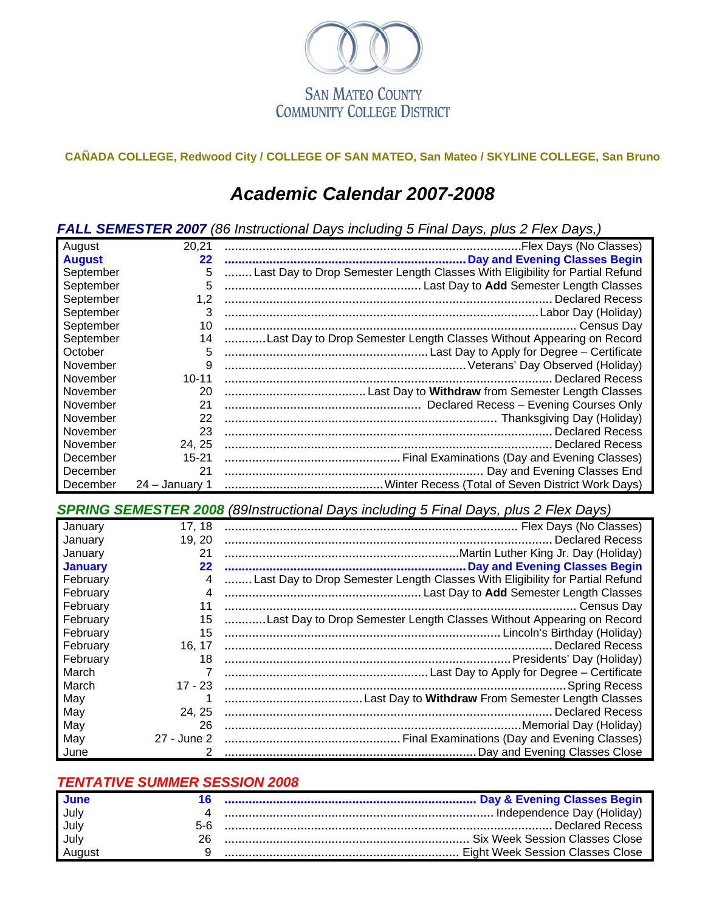SAN MATEO COUNTY
COMMUNITY COLLEGE DISTRICT

**CAÑADA COLLEGE, Redwood City / COLLEGE OF SAN MATEO, San Mateo / SKYLINE COLLEGE, San Bruno**

# *Academic Calendar 2007-2008*

## ***FALL SEMESTER 2007*** *(86 Instructional Days including 5 Final Days, plus 2 Flex Days,)*

| Month | Date | Event |
|---|---|---|
| August | 20,21 | Flex Days (No Classes) |
| **August** | **22** | **Day and Evening Classes Begin** |
| September | 5 | Last Day to Drop Semester Length Classes With Eligibility for Partial Refund |
| September | 5 | Last Day to **Add** Semester Length Classes |
| September | 1,2 | Declared Recess |
| September | 3 | Labor Day (Holiday) |
| September | 10 | Census Day |
| September | 14 | Last Day to Drop Semester Length Classes Without Appearing on Record |
| October | 5 | Last Day to Apply for Degree – Certificate |
| November | 9 | Veterans' Day Observed (Holiday) |
| November | 10-11 | Declared Recess |
| November | 20 | Last Day to **Withdraw** from Semester Length Classes |
| November | 21 | Declared Recess – Evening Courses Only |
| November | 22 | Thanksgiving Day (Holiday) |
| November | 23 | Declared Recess |
| November | 24, 25 | Declared Recess |
| December | 15-21 | Final Examinations (Day and Evening Classes) |
| December | 21 | Day and Evening Classes End |
| December | 24 – January 1 | Winter Recess (Total of Seven District Work Days) |

## ***SPRING SEMESTER 2008*** *(89Instructional Days including 5 Final Days, plus 2 Flex Days)*

| Month | Date | Event |
|---|---|---|
| January | 17, 18 | Flex Days (No Classes) |
| January | 19, 20 | Declared Recess |
| January | 21 | Martin Luther King Jr. Day (Holiday) |
| **January** | **22** | **Day and Evening Classes Begin** |
| February | 4 | Last Day to Drop Semester Length Classes With Eligibility for Partial Refund |
| February | 4 | Last Day to **Add** Semester Length Classes |
| February | 11 | Census Day |
| February | 15 | Last Day to Drop Semester Length Classes Without Appearing on Record |
| February | 15 | Lincoln's Birthday (Holiday) |
| February | 16, 17 | Declared Recess |
| February | 18 | Presidents' Day (Holiday) |
| March | 7 | Last Day to Apply for Degree – Certificate |
| March | 17 - 23 | Spring Recess |
| May | 1 | Last Day to **Withdraw** From Semester Length Classes |
| May | 24, 25 | Declared Recess |
| May | 26 | Memorial Day (Holiday) |
| May | 27 - June 2 | Final Examinations (Day and Evening Classes) |
| June | 2 | Day and Evening Classes Close |

## ***TENTATIVE SUMMER SESSION 2008***

| Month | Date | Event |
|---|---|---|
| **June** | **16** | **Day & Evening Classes Begin** |
| July | 4 | Independence Day (Holiday) |
| July | 5-6 | Declared Recess |
| July | 26 | Six Week Session Classes Close |
| August | 9 | Eight Week Session Classes Close |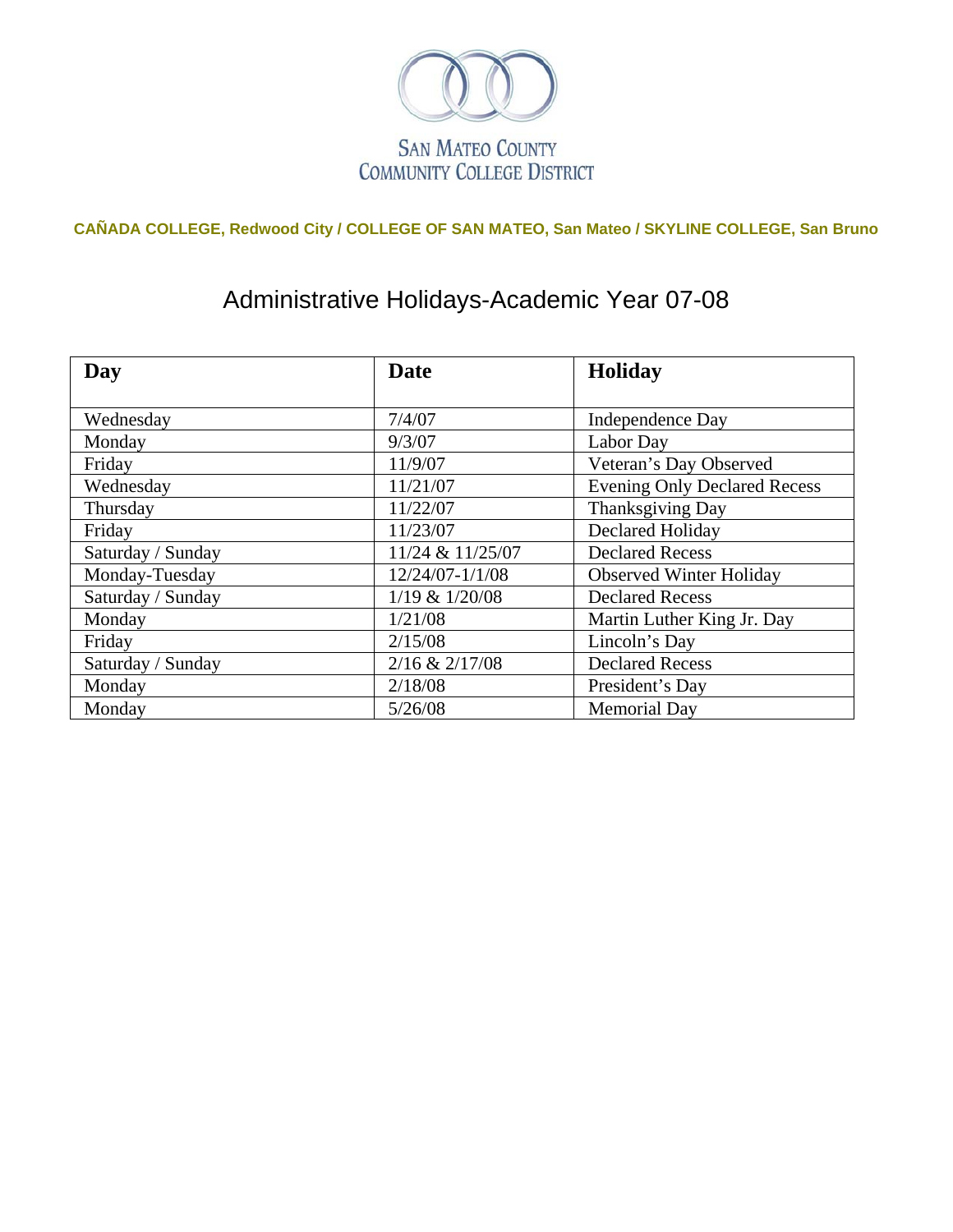SAN MATEO COUNTY
COMMUNITY COLLEGE DISTRICT

**CAÑADA COLLEGE, Redwood City / COLLEGE OF SAN MATEO, San Mateo / SKYLINE COLLEGE, San Bruno**

# Administrative Holidays-Academic Year 07-08

| Day | Date | Holiday |
|---|---|---|
| Wednesday | 7/4/07 | Independence Day |
| Monday | 9/3/07 | Labor Day |
| Friday | 11/9/07 | Veteran's Day Observed |
| Wednesday | 11/21/07 | Evening Only Declared Recess |
| Thursday | 11/22/07 | Thanksgiving Day |
| Friday | 11/23/07 | Declared Holiday |
| Saturday / Sunday | 11/24 & 11/25/07 | Declared Recess |
| Monday-Tuesday | 12/24/07-1/1/08 | Observed Winter Holiday |
| Saturday / Sunday | 1/19 & 1/20/08 | Declared Recess |
| Monday | 1/21/08 | Martin Luther King Jr. Day |
| Friday | 2/15/08 | Lincoln's Day |
| Saturday / Sunday | 2/16 & 2/17/08 | Declared Recess |
| Monday | 2/18/08 | President's Day |
| Monday | 5/26/08 | Memorial Day |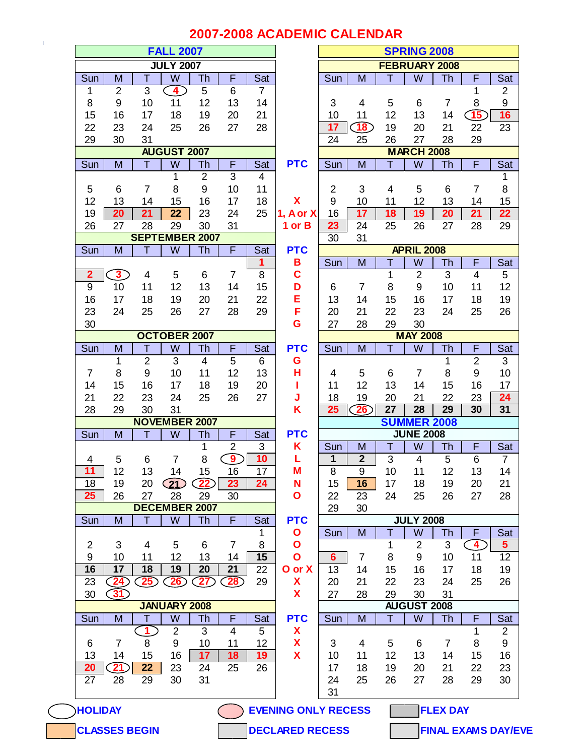# 2007-2008 ACADEMIC CALENDAR

## FALL 2007

**JULY 2007**

| Sun | M | T | W | Th | F | Sat |
|---|---|---|---|---|---|---|
| 1 | 2 | 3 | 4 | 5 | 6 | 7 |
| 8 | 9 | 10 | 11 | 12 | 13 | 14 |
| 15 | 16 | 17 | 18 | 19 | 20 | 21 |
| 22 | 23 | 24 | 25 | 26 | 27 | 28 |
| 29 | 30 | 31 | | | | |

**AUGUST 2007**

| Sun | M | T | W | Th | F | Sat | PTC |
|---|---|---|---|---|---|---|---|
| | | | 1 | 2 | 3 | 4 | |
| 5 | 6 | 7 | 8 | 9 | 10 | 11 | |
| 12 | 13 | 14 | 15 | 16 | 17 | 18 | X |
| 19 | 20 | 21 | 22 | 23 | 24 | 25 | 1, A or X |
| 26 | 27 | 28 | 29 | 30 | 31 | | 1 or B |

**SEPTEMBER 2007**

| Sun | M | T | W | Th | F | Sat | PTC |
|---|---|---|---|---|---|---|---|
| | | | | | | 1 | B |
| 2 | 3 | 4 | 5 | 6 | 7 | 8 | C |
| 9 | 10 | 11 | 12 | 13 | 14 | 15 | D |
| 16 | 17 | 18 | 19 | 20 | 21 | 22 | E |
| 23 | 24 | 25 | 26 | 27 | 28 | 29 | F |
| 30 | | | | | | | G |

**OCTOBER 2007**

| Sun | M | T | W | Th | F | Sat | PTC |
|---|---|---|---|---|---|---|---|
| | 1 | 2 | 3 | 4 | 5 | 6 | G |
| 7 | 8 | 9 | 10 | 11 | 12 | 13 | H |
| 14 | 15 | 16 | 17 | 18 | 19 | 20 | I |
| 21 | 22 | 23 | 24 | 25 | 26 | 27 | J |
| 28 | 29 | 30 | 31 | | | | K |

**NOVEMBER 2007**

| Sun | M | T | W | Th | F | Sat | PTC |
|---|---|---|---|---|---|---|---|
| | | | | 1 | 2 | 3 | K |
| 4 | 5 | 6 | 7 | 8 | 9 | 10 | L |
| 11 | 12 | 13 | 14 | 15 | 16 | 17 | M |
| 18 | 19 | 20 | 21 | 22 | 23 | 24 | N |
| 25 | 26 | 27 | 28 | 29 | 30 | | O |

**DECEMBER 2007**

| Sun | M | T | W | Th | F | Sat | PTC |
|---|---|---|---|---|---|---|---|
| | | | | | | 1 | O |
| 2 | 3 | 4 | 5 | 6 | 7 | 8 | O |
| 9 | 10 | 11 | 12 | 13 | 14 | 15 | O |
| 16 | 17 | 18 | 19 | 20 | 21 | 22 | O or X |
| 23 | 24 | 25 | 26 | 27 | 28 | 29 | X |
| 30 | 31 | | | | | | X |

**JANUARY 2008**

| Sun | M | T | W | Th | F | Sat | PTC |
|---|---|---|---|---|---|---|---|
| | | 1 | 2 | 3 | 4 | 5 | X |
| 6 | 7 | 8 | 9 | 10 | 11 | 12 | X |
| 13 | 14 | 15 | 16 | 17 | 18 | 19 | X |
| 20 | 21 | 22 | 23 | 24 | 25 | 26 | |
| 27 | 28 | 29 | 30 | 31 | | | |

## SPRING 2008

**FEBRUARY 2008**

| Sun | M | T | W | Th | F | Sat |
|---|---|---|---|---|---|---|
| | | | | | 1 | 2 |
| 3 | 4 | 5 | 6 | 7 | 8 | 9 |
| 10 | 11 | 12 | 13 | 14 | 15 | 16 |
| 17 | 18 | 19 | 20 | 21 | 22 | 23 |
| 24 | 25 | 26 | 27 | 28 | 29 | |

**MARCH 2008**

| Sun | M | T | W | Th | F | Sat |
|---|---|---|---|---|---|---|
| | | | | | | 1 |
| 2 | 3 | 4 | 5 | 6 | 7 | 8 |
| 9 | 10 | 11 | 12 | 13 | 14 | 15 |
| 16 | 17 | 18 | 19 | 20 | 21 | 22 |
| 23 | 24 | 25 | 26 | 27 | 28 | 29 |
| 30 | 31 | | | | | |

**APRIL 2008**

| Sun | M | T | W | Th | F | Sat |
|---|---|---|---|---|---|---|
| | | 1 | 2 | 3 | 4 | 5 |
| 6 | 7 | 8 | 9 | 10 | 11 | 12 |
| 13 | 14 | 15 | 16 | 17 | 18 | 19 |
| 20 | 21 | 22 | 23 | 24 | 25 | 26 |
| 27 | 28 | 29 | 30 | | | |

**MAY 2008**

| Sun | M | T | W | Th | F | Sat |
|---|---|---|---|---|---|---|
| | | | | 1 | 2 | 3 |
| 4 | 5 | 6 | 7 | 8 | 9 | 10 |
| 11 | 12 | 13 | 14 | 15 | 16 | 17 |
| 18 | 19 | 20 | 21 | 22 | 23 | 24 |
| 25 | 26 | 27 | 28 | 29 | 30 | 31 |

## SUMMER 2008

**JUNE 2008**

| Sun | M | T | W | Th | F | Sat |
|---|---|---|---|---|---|---|
| 1 | 2 | 3 | 4 | 5 | 6 | 7 |
| 8 | 9 | 10 | 11 | 12 | 13 | 14 |
| 15 | 16 | 17 | 18 | 19 | 20 | 21 |
| 22 | 23 | 24 | 25 | 26 | 27 | 28 |
| 29 | 30 | | | | | |

**JULY 2008**

| Sun | M | T | W | Th | F | Sat |
|---|---|---|---|---|---|---|
| | | 1 | 2 | 3 | 4 | 5 |
| 6 | 7 | 8 | 9 | 10 | 11 | 12 |
| 13 | 14 | 15 | 16 | 17 | 18 | 19 |
| 20 | 21 | 22 | 23 | 24 | 25 | 26 |
| 27 | 28 | 29 | 30 | 31 | | |

**AUGUST 2008**

| Sun | M | T | W | Th | F | Sat |
|---|---|---|---|---|---|---|
| | | | | | 1 | 2 |
| 3 | 4 | 5 | 6 | 7 | 8 | 9 |
| 10 | 11 | 12 | 13 | 14 | 15 | 16 |
| 17 | 18 | 19 | 20 | 21 | 22 | 23 |
| 24 | 25 | 26 | 27 | 28 | 29 | 30 |
| 31 | | | | | | |

HOLIDAY — EVENING ONLY RECESS — FLEX DAY

CLASSES BEGIN — DECLARED RECESS — FINAL EXAMS DAY/EVE